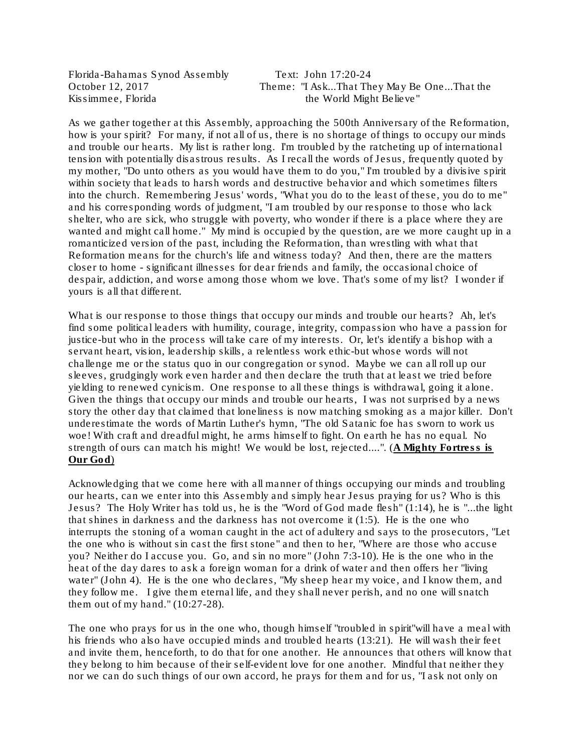Florida-Bahamas Synod Assembly
October 12, 2017
Kissimmee, Florida

Text: John 17:20-24
Theme: "I Ask...That They May Be One...That the the World Might Believe"

As we gather together at this Assembly, approaching the 500th Anniversary of the Reformation, how is your spirit? For many, if not all of us, there is no shortage of things to occupy our minds and trouble our hearts. My list is rather long. I'm troubled by the ratcheting up of international tension with potentially disastrous results. As I recall the words of Jesus, frequently quoted by my mother, "Do unto others as you would have them to do you," I'm troubled by a divisive spirit within society that leads to harsh words and destructive behavior and which sometimes filters into the church. Remembering Jesus' words, "What you do to the least of these, you do to me" and his corresponding words of judgment, "I am troubled by our response to those who lack shelter, who are sick, who struggle with poverty, who wonder if there is a place where they are wanted and might call home." My mind is occupied by the question, are we more caught up in a romanticized version of the past, including the Reformation, than wrestling with what that Reformation means for the church's life and witness today? And then, there are the matters closer to home - significant illnesses for dear friends and family, the occasional choice of despair, addiction, and worse among those whom we love. That's some of my list? I wonder if yours is all that different.

What is our response to those things that occupy our minds and trouble our hearts? Ah, let's find some political leaders with humility, courage, integrity, compassion who have a passion for justice-but who in the process will take care of my interests. Or, let's identify a bishop with a servant heart, vision, leadership skills, a relentless work ethic-but whose words will not challenge me or the status quo in our congregation or synod. Maybe we can all roll up our sleeves, grudgingly work even harder and then declare the truth that at least we tried before yielding to renewed cynicism. One response to all these things is withdrawal, going it alone. Given the things that occupy our minds and trouble our hearts, I was not surprised by a news story the other day that claimed that loneliness is now matching smoking as a major killer. Don't underestimate the words of Martin Luther's hymn, "The old Satanic foe has sworn to work us woe! With craft and dreadful might, he arms himself to fight. On earth he has no equal. No strength of ours can match his might! We would be lost, rejected....". (**A Mighty Fortress is Our God**)

Acknowledging that we come here with all manner of things occupying our minds and troubling our hearts, can we enter into this Assembly and simply hear Jesus praying for us? Who is this Jesus? The Holy Writer has told us, he is the "Word of God made flesh" (1:14), he is "...the light that shines in darkness and the darkness has not overcome it (1:5). He is the one who interrupts the stoning of a woman caught in the act of adultery and says to the prosecutors, "Let the one who is without sin cast the first stone" and then to her, "Where are those who accuse you? Neither do I accuse you. Go, and sin no more" (John 7:3-10). He is the one who in the heat of the day dares to ask a foreign woman for a drink of water and then offers her "living water" (John 4). He is the one who declares, "My sheep hear my voice, and I know them, and they follow me. I give them eternal life, and they shall never perish, and no one will snatch them out of my hand." (10:27-28).

The one who prays for us in the one who, though himself "troubled in spirit"will have a meal with his friends who also have occupied minds and troubled hearts (13:21). He will wash their feet and invite them, henceforth, to do that for one another. He announces that others will know that they belong to him because of their self-evident love for one another. Mindful that neither they nor we can do such things of our own accord, he prays for them and for us, "I ask not only on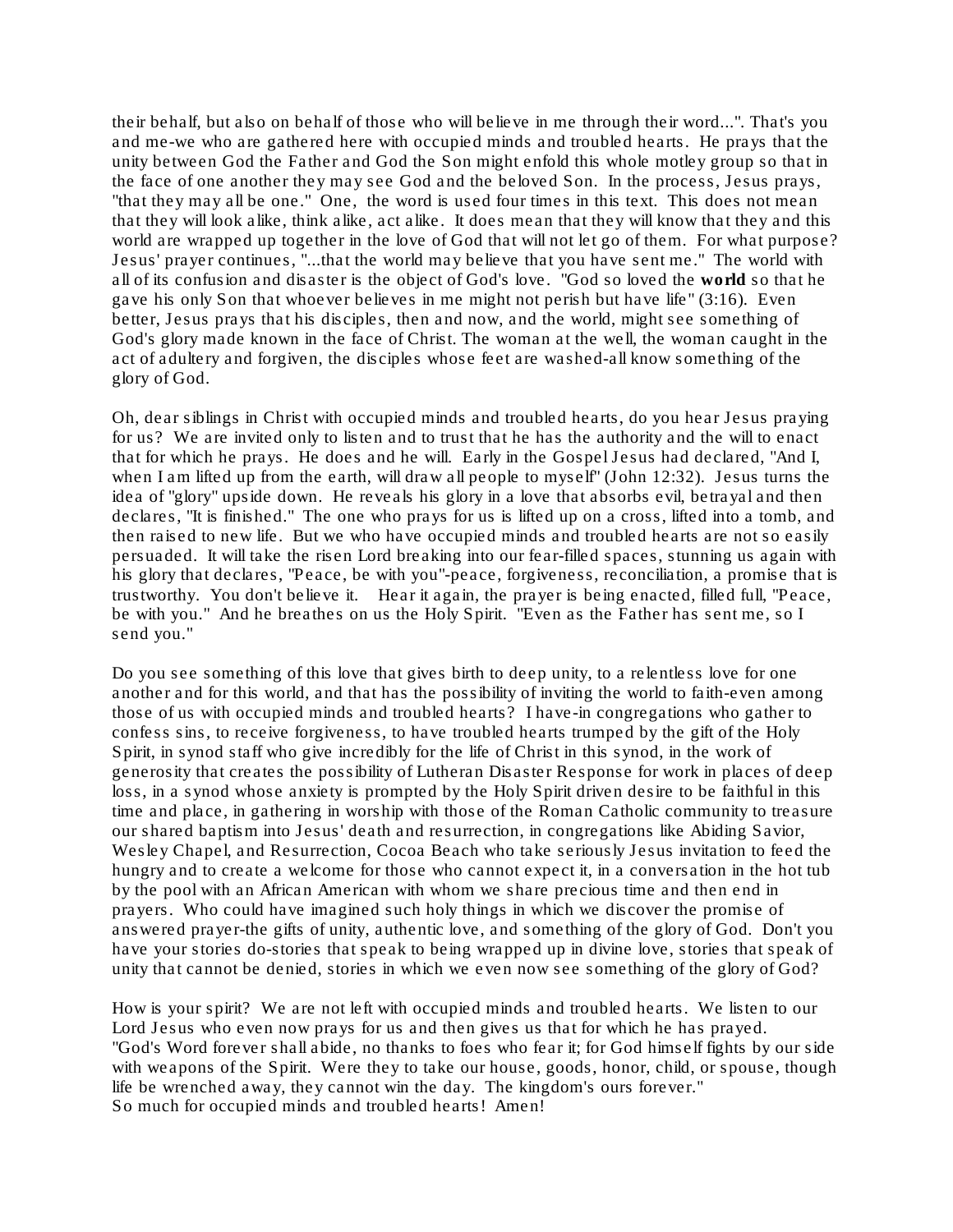their behalf, but also on behalf of those who will believe in me through their word...". That's you and me-we who are gathered here with occupied minds and troubled hearts. He prays that the unity between God the Father and God the Son might enfold this whole motley group so that in the face of one another they may see God and the beloved Son. In the process, Jesus prays, "that they may all be one." One, the word is used four times in this text. This does not mean that they will look alike, think alike, act alike. It does mean that they will know that they and this world are wrapped up together in the love of God that will not let go of them. For what purpose? Jesus' prayer continues, "...that the world may believe that you have sent me." The world with all of its confusion and disaster is the object of God's love. "God so loved the **world** so that he gave his only Son that whoever believes in me might not perish but have life" (3:16). Even better, Jesus prays that his disciples, then and now, and the world, might see something of God's glory made known in the face of Christ. The woman at the well, the woman caught in the act of adultery and forgiven, the disciples whose feet are washed-all know something of the glory of God.

Oh, dear siblings in Christ with occupied minds and troubled hearts, do you hear Jesus praying for us? We are invited only to listen and to trust that he has the authority and the will to enact that for which he prays. He does and he will. Early in the Gospel Jesus had declared, "And I, when I am lifted up from the earth, will draw all people to myself" (John 12:32). Jesus turns the idea of "glory" upside down. He reveals his glory in a love that absorbs evil, betrayal and then declares, "It is finished." The one who prays for us is lifted up on a cross, lifted into a tomb, and then raised to new life. But we who have occupied minds and troubled hearts are not so easily persuaded. It will take the risen Lord breaking into our fear-filled spaces, stunning us again with his glory that declares, "Peace, be with you"-peace, forgiveness, reconciliation, a promise that is trustworthy. You don't believe it. Hear it again, the prayer is being enacted, filled full, "Peace, be with you." And he breathes on us the Holy Spirit. "Even as the Father has sent me, so I send you."

Do you see something of this love that gives birth to deep unity, to a relentless love for one another and for this world, and that has the possibility of inviting the world to faith-even among those of us with occupied minds and troubled hearts? I have-in congregations who gather to confess sins, to receive forgiveness, to have troubled hearts trumped by the gift of the Holy Spirit, in synod staff who give incredibly for the life of Christ in this synod, in the work of generosity that creates the possibility of Lutheran Disaster Response for work in places of deep loss, in a synod whose anxiety is prompted by the Holy Spirit driven desire to be faithful in this time and place, in gathering in worship with those of the Roman Catholic community to treasure our shared baptism into Jesus' death and resurrection, in congregations like Abiding Savior, Wesley Chapel, and Resurrection, Cocoa Beach who take seriously Jesus invitation to feed the hungry and to create a welcome for those who cannot expect it, in a conversation in the hot tub by the pool with an African American with whom we share precious time and then end in prayers. Who could have imagined such holy things in which we discover the promise of answered prayer-the gifts of unity, authentic love, and something of the glory of God. Don't you have your stories do-stories that speak to being wrapped up in divine love, stories that speak of unity that cannot be denied, stories in which we even now see something of the glory of God?

How is your spirit? We are not left with occupied minds and troubled hearts. We listen to our Lord Jesus who even now prays for us and then gives us that for which he has prayed. "God's Word forever shall abide, no thanks to foes who fear it; for God himself fights by our side with weapons of the Spirit. Were they to take our house, goods, honor, child, or spouse, though life be wrenched away, they cannot win the day. The kingdom's ours forever."
So much for occupied minds and troubled hearts! Amen!